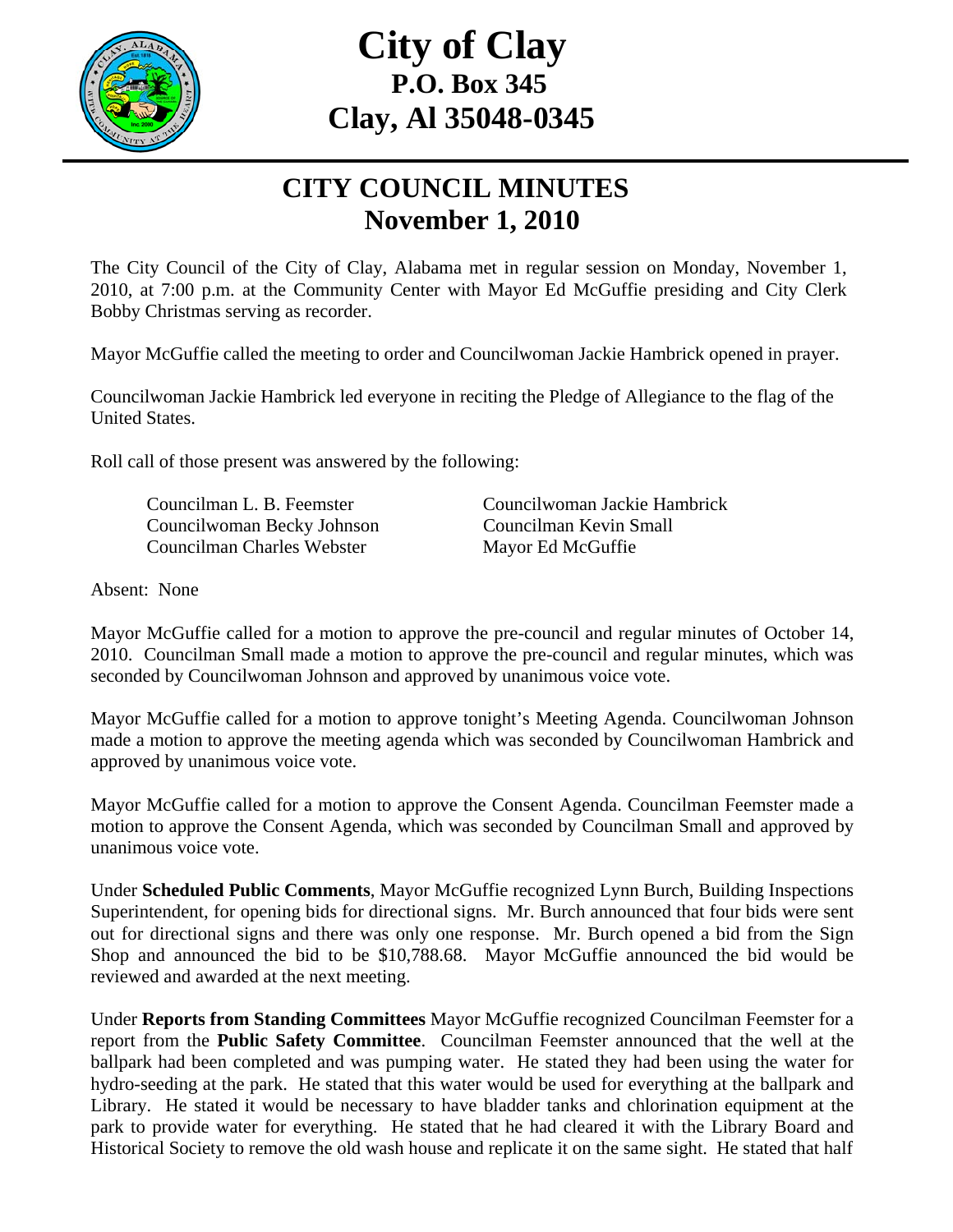# City of Clay
## P.O. Box 345
## Clay, Al 35048-0345

# CITY COUNCIL MINUTES
## November 1, 2010

The City Council of the City of Clay, Alabama met in regular session on Monday, November 1, 2010, at 7:00 p.m. at the Community Center with Mayor Ed McGuffie presiding and City Clerk Bobby Christmas serving as recorder.

Mayor McGuffie called the meeting to order and Councilwoman Jackie Hambrick opened in prayer.

Councilwoman Jackie Hambrick led everyone in reciting the Pledge of Allegiance to the flag of the United States.

Roll call of those present was answered by the following:

| | |
|---|---|
| Councilman L. B. Feemster | Councilwoman Jackie Hambrick |
| Councilwoman Becky Johnson | Councilman Kevin Small |
| Councilman Charles Webster | Mayor Ed McGuffie |

Absent: None

Mayor McGuffie called for a motion to approve the pre-council and regular minutes of October 14, 2010. Councilman Small made a motion to approve the pre-council and regular minutes, which was seconded by Councilwoman Johnson and approved by unanimous voice vote.

Mayor McGuffie called for a motion to approve tonight's Meeting Agenda. Councilwoman Johnson made a motion to approve the meeting agenda which was seconded by Councilwoman Hambrick and approved by unanimous voice vote.

Mayor McGuffie called for a motion to approve the Consent Agenda. Councilman Feemster made a motion to approve the Consent Agenda, which was seconded by Councilman Small and approved by unanimous voice vote.

Under **Scheduled Public Comments**, Mayor McGuffie recognized Lynn Burch, Building Inspections Superintendent, for opening bids for directional signs. Mr. Burch announced that four bids were sent out for directional signs and there was only one response. Mr. Burch opened a bid from the Sign Shop and announced the bid to be $10,788.68. Mayor McGuffie announced the bid would be reviewed and awarded at the next meeting.

Under **Reports from Standing Committees** Mayor McGuffie recognized Councilman Feemster for a report from the **Public Safety Committee**. Councilman Feemster announced that the well at the ballpark had been completed and was pumping water. He stated they had been using the water for hydro-seeding at the park. He stated that this water would be used for everything at the ballpark and Library. He stated it would be necessary to have bladder tanks and chlorination equipment at the park to provide water for everything. He stated that he had cleared it with the Library Board and Historical Society to remove the old wash house and replicate it on the same sight. He stated that half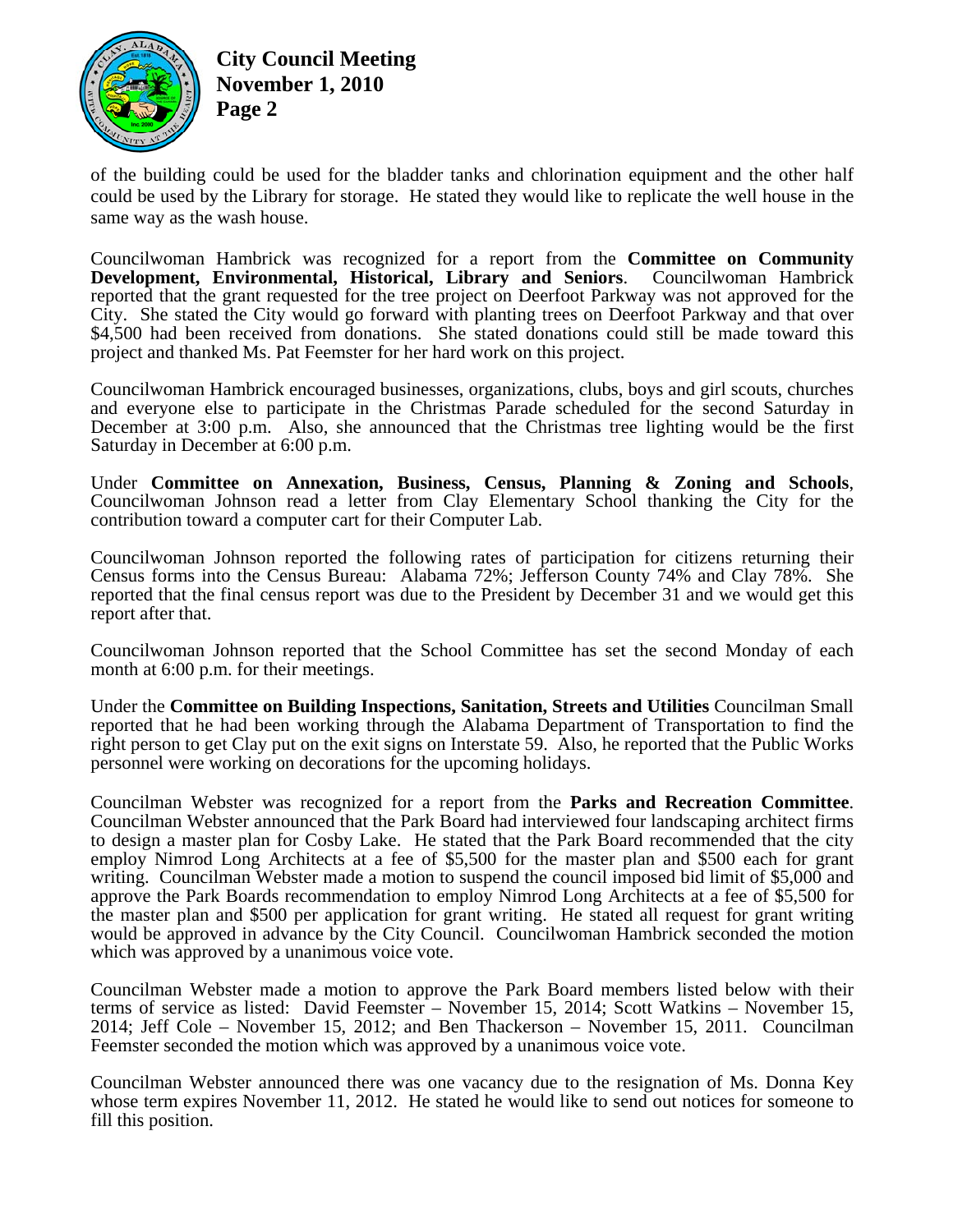of the building could be used for the bladder tanks and chlorination equipment and the other half could be used by the Library for storage. He stated they would like to replicate the well house in the same way as the wash house.

Councilwoman Hambrick was recognized for a report from the **Committee on Community Development, Environmental, Historical, Library and Seniors**. Councilwoman Hambrick reported that the grant requested for the tree project on Deerfoot Parkway was not approved for the City. She stated the City would go forward with planting trees on Deerfoot Parkway and that over $4,500 had been received from donations. She stated donations could still be made toward this project and thanked Ms. Pat Feemster for her hard work on this project.

Councilwoman Hambrick encouraged businesses, organizations, clubs, boys and girl scouts, churches and everyone else to participate in the Christmas Parade scheduled for the second Saturday in December at 3:00 p.m. Also, she announced that the Christmas tree lighting would be the first Saturday in December at 6:00 p.m.

Under **Committee on Annexation, Business, Census, Planning & Zoning and Schools**, Councilwoman Johnson read a letter from Clay Elementary School thanking the City for the contribution toward a computer cart for their Computer Lab.

Councilwoman Johnson reported the following rates of participation for citizens returning their Census forms into the Census Bureau: Alabama 72%; Jefferson County 74% and Clay 78%. She reported that the final census report was due to the President by December 31 and we would get this report after that.

Councilwoman Johnson reported that the School Committee has set the second Monday of each month at 6:00 p.m. for their meetings.

Under the **Committee on Building Inspections, Sanitation, Streets and Utilities** Councilman Small reported that he had been working through the Alabama Department of Transportation to find the right person to get Clay put on the exit signs on Interstate 59. Also, he reported that the Public Works personnel were working on decorations for the upcoming holidays.

Councilman Webster was recognized for a report from the **Parks and Recreation Committee**. Councilman Webster announced that the Park Board had interviewed four landscaping architect firms to design a master plan for Cosby Lake. He stated that the Park Board recommended that the city employ Nimrod Long Architects at a fee of $5,500 for the master plan and $500 each for grant writing. Councilman Webster made a motion to suspend the council imposed bid limit of $5,000 and approve the Park Boards recommendation to employ Nimrod Long Architects at a fee of $5,500 for the master plan and $500 per application for grant writing. He stated all request for grant writing would be approved in advance by the City Council. Councilwoman Hambrick seconded the motion which was approved by a unanimous voice vote.

Councilman Webster made a motion to approve the Park Board members listed below with their terms of service as listed: David Feemster – November 15, 2014; Scott Watkins – November 15, 2014; Jeff Cole – November 15, 2012; and Ben Thackerson – November 15, 2011. Councilman Feemster seconded the motion which was approved by a unanimous voice vote.

Councilman Webster announced there was one vacancy due to the resignation of Ms. Donna Key whose term expires November 11, 2012. He stated he would like to send out notices for someone to fill this position.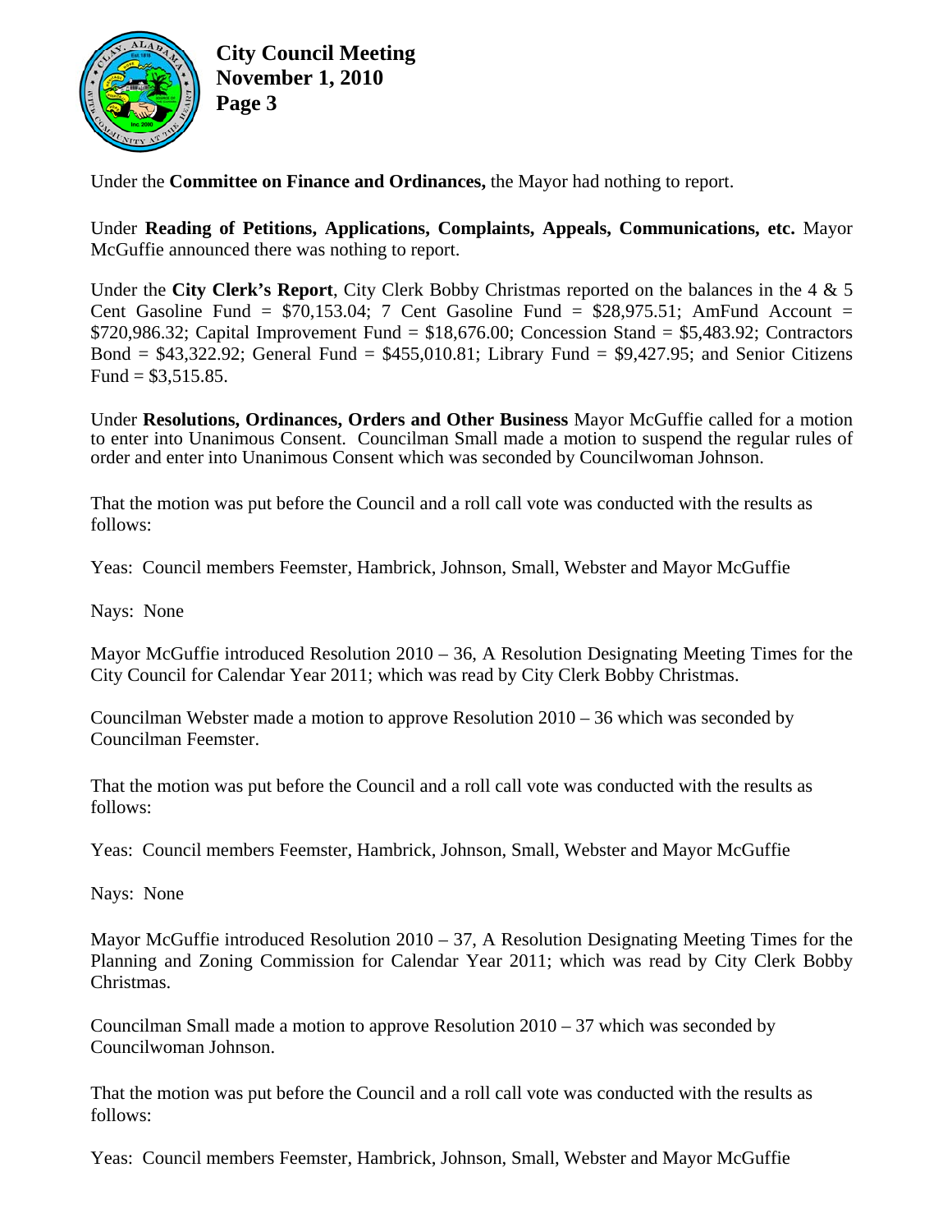Under the **Committee on Finance and Ordinances,** the Mayor had nothing to report.

Under **Reading of Petitions, Applications, Complaints, Appeals, Communications, etc.** Mayor McGuffie announced there was nothing to report.

Under the **City Clerk's Report**, City Clerk Bobby Christmas reported on the balances in the 4 & 5 Cent Gasoline Fund = $70,153.04; 7 Cent Gasoline Fund = $28,975.51; AmFund Account = $720,986.32; Capital Improvement Fund = $18,676.00; Concession Stand = $5,483.92; Contractors Bond = $43,322.92; General Fund = $455,010.81; Library Fund = $9,427.95; and Senior Citizens Fund = $3,515.85.

Under **Resolutions, Ordinances, Orders and Other Business** Mayor McGuffie called for a motion to enter into Unanimous Consent. Councilman Small made a motion to suspend the regular rules of order and enter into Unanimous Consent which was seconded by Councilwoman Johnson.

That the motion was put before the Council and a roll call vote was conducted with the results as follows:

Yeas: Council members Feemster, Hambrick, Johnson, Small, Webster and Mayor McGuffie

Nays: None

Mayor McGuffie introduced Resolution 2010 – 36, A Resolution Designating Meeting Times for the City Council for Calendar Year 2011; which was read by City Clerk Bobby Christmas.

Councilman Webster made a motion to approve Resolution 2010 – 36 which was seconded by Councilman Feemster.

That the motion was put before the Council and a roll call vote was conducted with the results as follows:

Yeas: Council members Feemster, Hambrick, Johnson, Small, Webster and Mayor McGuffie

Nays: None

Mayor McGuffie introduced Resolution 2010 – 37, A Resolution Designating Meeting Times for the Planning and Zoning Commission for Calendar Year 2011; which was read by City Clerk Bobby Christmas.

Councilman Small made a motion to approve Resolution 2010 – 37 which was seconded by Councilwoman Johnson.

That the motion was put before the Council and a roll call vote was conducted with the results as follows:

Yeas: Council members Feemster, Hambrick, Johnson, Small, Webster and Mayor McGuffie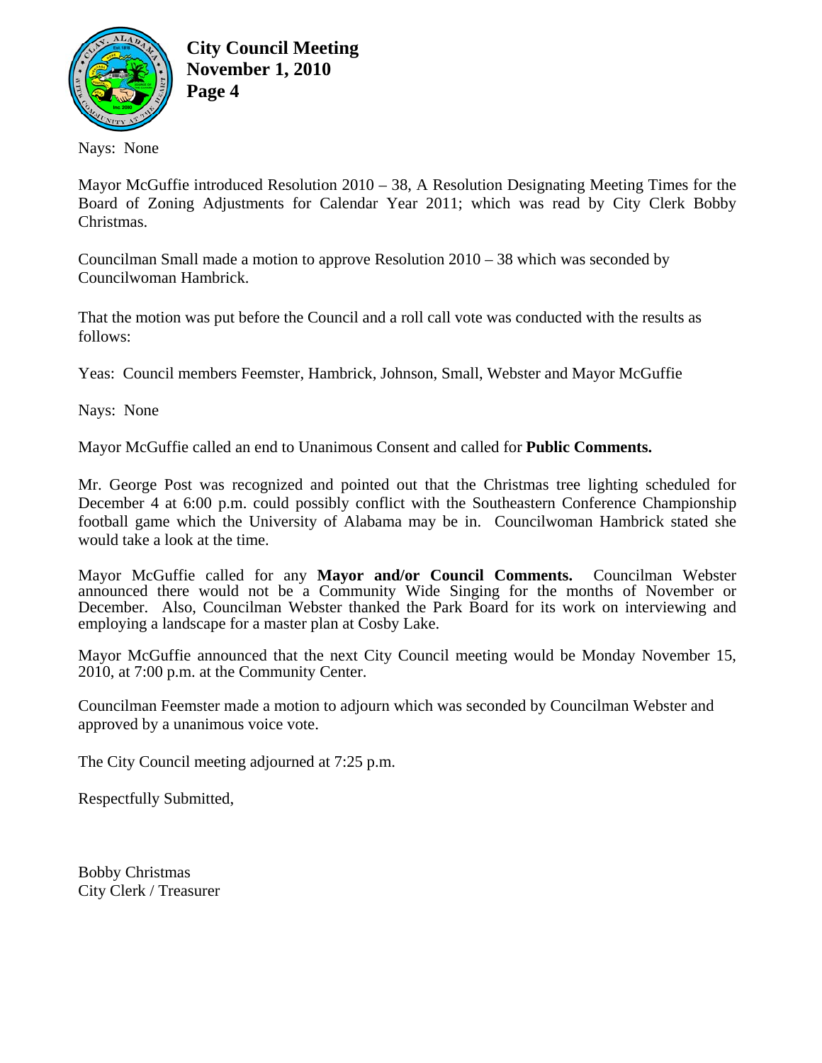Nays: None

Mayor McGuffie introduced Resolution 2010 – 38, A Resolution Designating Meeting Times for the Board of Zoning Adjustments for Calendar Year 2011; which was read by City Clerk Bobby Christmas.

Councilman Small made a motion to approve Resolution 2010 – 38 which was seconded by Councilwoman Hambrick.

That the motion was put before the Council and a roll call vote was conducted with the results as follows:

Yeas: Council members Feemster, Hambrick, Johnson, Small, Webster and Mayor McGuffie

Nays: None

Mayor McGuffie called an end to Unanimous Consent and called for **Public Comments.**

Mr. George Post was recognized and pointed out that the Christmas tree lighting scheduled for December 4 at 6:00 p.m. could possibly conflict with the Southeastern Conference Championship football game which the University of Alabama may be in. Councilwoman Hambrick stated she would take a look at the time.

Mayor McGuffie called for any **Mayor and/or Council Comments.** Councilman Webster announced there would not be a Community Wide Singing for the months of November or December. Also, Councilman Webster thanked the Park Board for its work on interviewing and employing a landscape for a master plan at Cosby Lake.

Mayor McGuffie announced that the next City Council meeting would be Monday November 15, 2010, at 7:00 p.m. at the Community Center.

Councilman Feemster made a motion to adjourn which was seconded by Councilman Webster and approved by a unanimous voice vote.

The City Council meeting adjourned at 7:25 p.m.

Respectfully Submitted,

Bobby Christmas
City Clerk / Treasurer